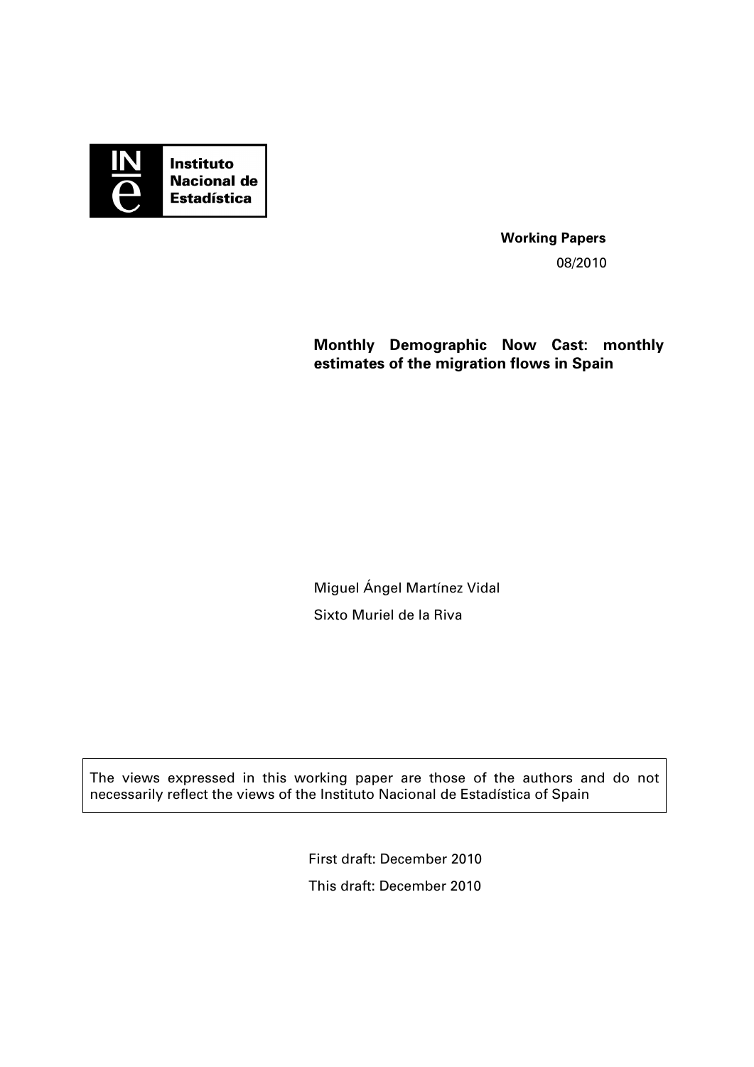Instituto Nacional de Estadística

**Working Papers**

08/2010

# Monthly Demographic Now Cast: monthly estimates of the migration flows in Spain

Miguel Ángel Martínez Vidal

Sixto Muriel de la Riva

The views expressed in this working paper are those of the authors and do not necessarily reflect the views of the Instituto Nacional de Estadística of Spain

First draft: December 2010

This draft: December 2010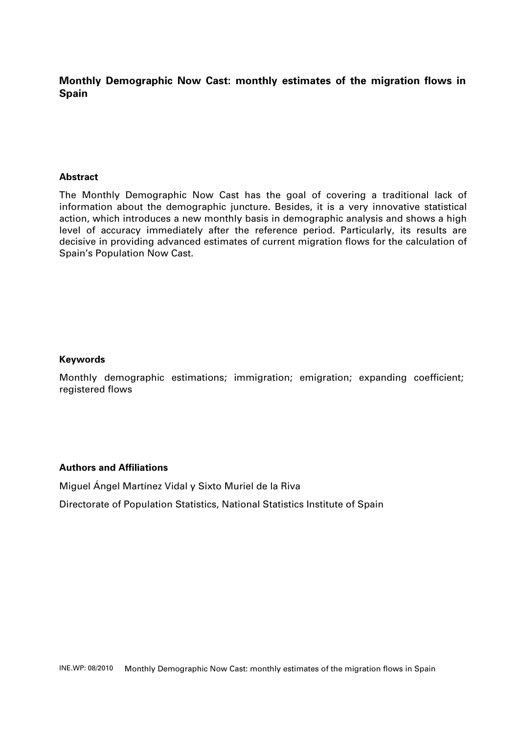**Monthly Demographic Now Cast: monthly estimates of the migration flows in Spain**

**Abstract**

The Monthly Demographic Now Cast has the goal of covering a traditional lack of information about the demographic juncture. Besides, it is a very innovative statistical action, which introduces a new monthly basis in demographic analysis and shows a high level of accuracy immediately after the reference period. Particularly, its results are decisive in providing advanced estimates of current migration flows for the calculation of Spain's Population Now Cast.

**Keywords**

Monthly demographic estimations; immigration; emigration; expanding coefficient; registered flows

**Authors and Affiliations**

Miguel Ángel Martínez Vidal y Sixto Muriel de la Riva

Directorate of Population Statistics, National Statistics Institute of Spain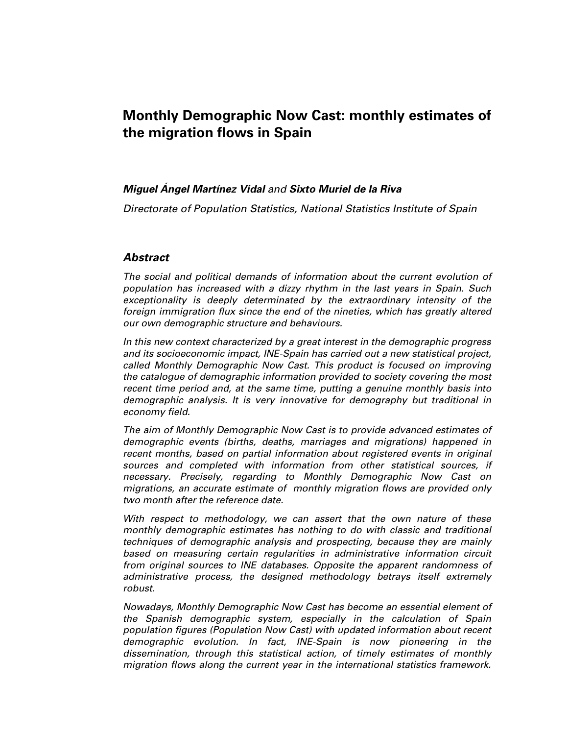# Monthly Demographic Now Cast: monthly estimates of the migration flows in Spain

***Miguel Ángel Martínez Vidal*** *and* ***Sixto Muriel de la Riva***

*Directorate of Population Statistics, National Statistics Institute of Spain*

## *Abstract*

*The social and political demands of information about the current evolution of population has increased with a dizzy rhythm in the last years in Spain. Such exceptionality is deeply determinated by the extraordinary intensity of the foreign immigration flux since the end of the nineties, which has greatly altered our own demographic structure and behaviours.*

*In this new context characterized by a great interest in the demographic progress and its socioeconomic impact, INE-Spain has carried out a new statistical project, called Monthly Demographic Now Cast. This product is focused on improving the catalogue of demographic information provided to society covering the most recent time period and, at the same time, putting a genuine monthly basis into demographic analysis. It is very innovative for demography but traditional in economy field.*

*The aim of Monthly Demographic Now Cast is to provide advanced estimates of demographic events (births, deaths, marriages and migrations) happened in recent months, based on partial information about registered events in original sources and completed with information from other statistical sources, if necessary. Precisely, regarding to Monthly Demographic Now Cast on migrations, an accurate estimate of monthly migration flows are provided only two month after the reference date.*

*With respect to methodology, we can assert that the own nature of these monthly demographic estimates has nothing to do with classic and traditional techniques of demographic analysis and prospecting, because they are mainly based on measuring certain regularities in administrative information circuit from original sources to INE databases. Opposite the apparent randomness of administrative process, the designed methodology betrays itself extremely robust.*

*Nowadays, Monthly Demographic Now Cast has become an essential element of the Spanish demographic system, especially in the calculation of Spain population figures (Population Now Cast) with updated information about recent demographic evolution. In fact, INE-Spain is now pioneering in the dissemination, through this statistical action, of timely estimates of monthly migration flows along the current year in the international statistics framework.*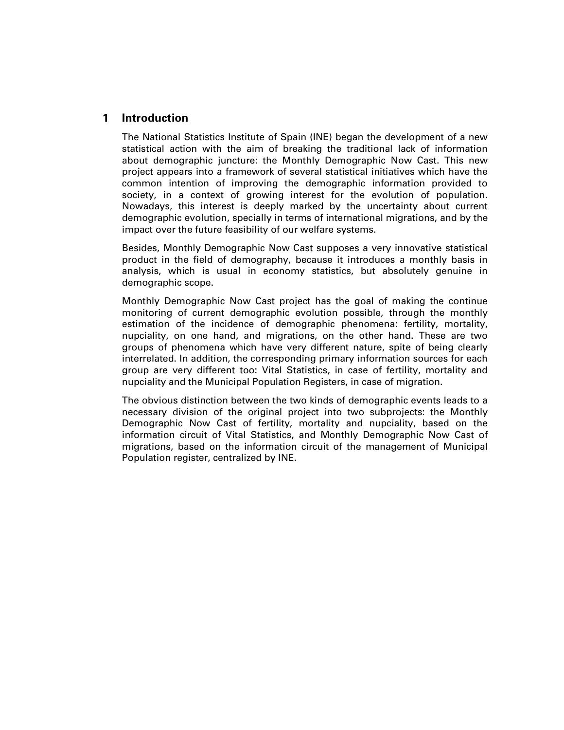# 1 Introduction

The National Statistics Institute of Spain (INE) began the development of a new statistical action with the aim of breaking the traditional lack of information about demographic juncture: the Monthly Demographic Now Cast. This new project appears into a framework of several statistical initiatives which have the common intention of improving the demographic information provided to society, in a context of growing interest for the evolution of population. Nowadays, this interest is deeply marked by the uncertainty about current demographic evolution, specially in terms of international migrations, and by the impact over the future feasibility of our welfare systems.

Besides, Monthly Demographic Now Cast supposes a very innovative statistical product in the field of demography, because it introduces a monthly basis in analysis, which is usual in economy statistics, but absolutely genuine in demographic scope.

Monthly Demographic Now Cast project has the goal of making the continue monitoring of current demographic evolution possible, through the monthly estimation of the incidence of demographic phenomena: fertility, mortality, nupciality, on one hand, and migrations, on the other hand. These are two groups of phenomena which have very different nature, spite of being clearly interrelated. In addition, the corresponding primary information sources for each group are very different too: Vital Statistics, in case of fertility, mortality and nupciality and the Municipal Population Registers, in case of migration.

The obvious distinction between the two kinds of demographic events leads to a necessary division of the original project into two subprojects: the Monthly Demographic Now Cast of fertility, mortality and nupciality, based on the information circuit of Vital Statistics, and Monthly Demographic Now Cast of migrations, based on the information circuit of the management of Municipal Population register, centralized by INE.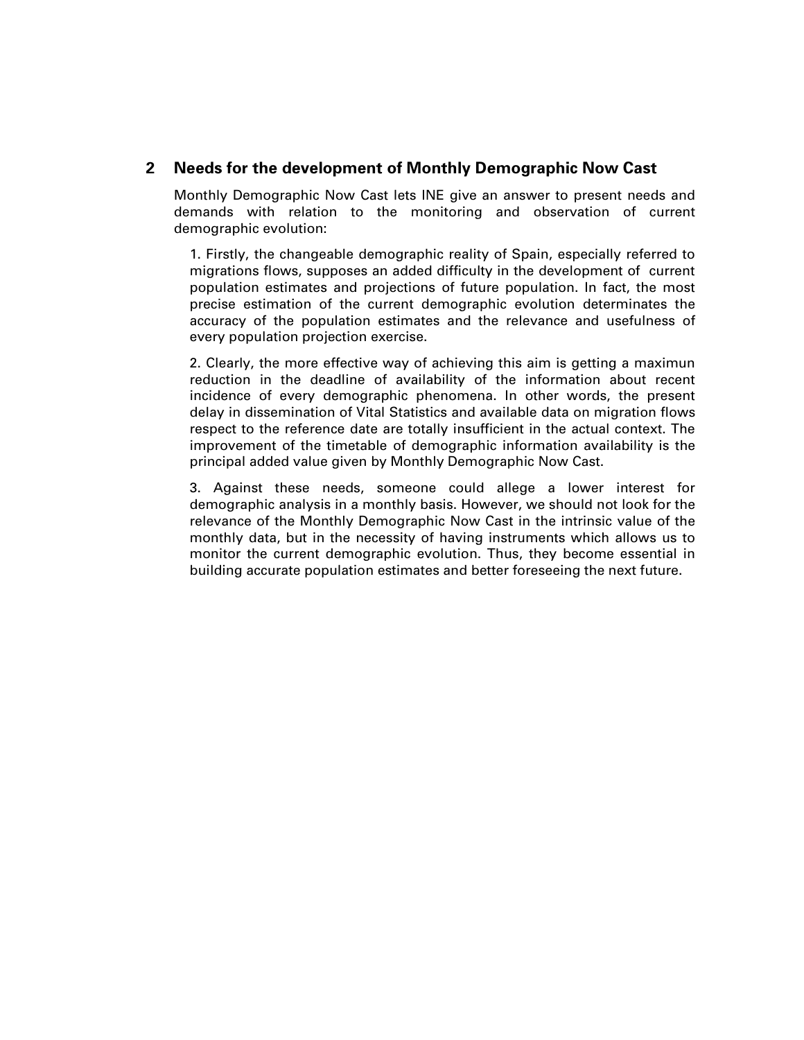## 2 Needs for the development of Monthly Demographic Now Cast

Monthly Demographic Now Cast lets INE give an answer to present needs and demands with relation to the monitoring and observation of current demographic evolution:

1. Firstly, the changeable demographic reality of Spain, especially referred to migrations flows, supposes an added difficulty in the development of current population estimates and projections of future population. In fact, the most precise estimation of the current demographic evolution determinates the accuracy of the population estimates and the relevance and usefulness of every population projection exercise.

2. Clearly, the more effective way of achieving this aim is getting a maximun reduction in the deadline of availability of the information about recent incidence of every demographic phenomena. In other words, the present delay in dissemination of Vital Statistics and available data on migration flows respect to the reference date are totally insufficient in the actual context. The improvement of the timetable of demographic information availability is the principal added value given by Monthly Demographic Now Cast.

3. Against these needs, someone could allege a lower interest for demographic analysis in a monthly basis. However, we should not look for the relevance of the Monthly Demographic Now Cast in the intrinsic value of the monthly data, but in the necessity of having instruments which allows us to monitor the current demographic evolution. Thus, they become essential in building accurate population estimates and better foreseeing the next future.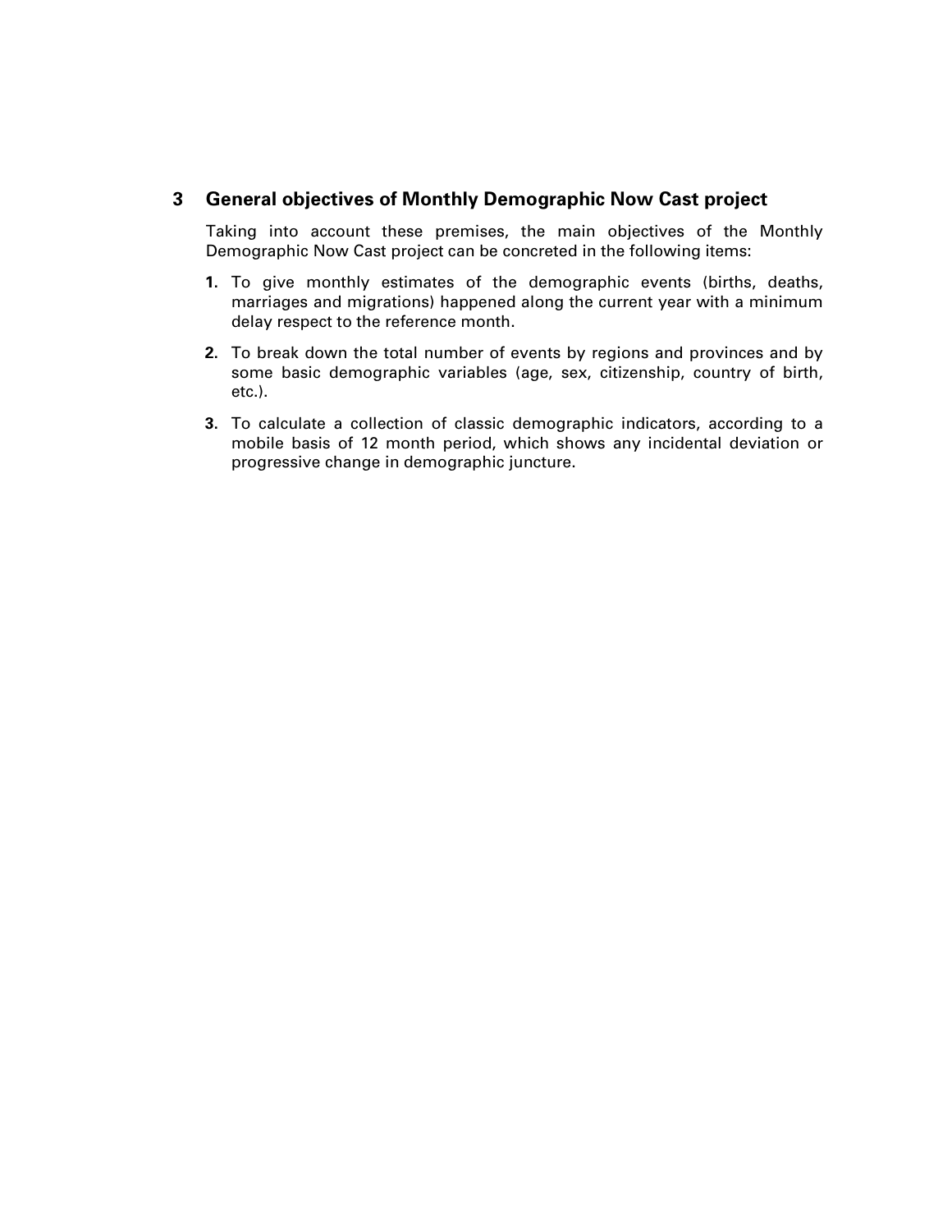## 3 General objectives of Monthly Demographic Now Cast project

Taking into account these premises, the main objectives of the Monthly Demographic Now Cast project can be concreted in the following items:

1. To give monthly estimates of the demographic events (births, deaths, marriages and migrations) happened along the current year with a minimum delay respect to the reference month.
2. To break down the total number of events by regions and provinces and by some basic demographic variables (age, sex, citizenship, country of birth, etc.).
3. To calculate a collection of classic demographic indicators, according to a mobile basis of 12 month period, which shows any incidental deviation or progressive change in demographic juncture.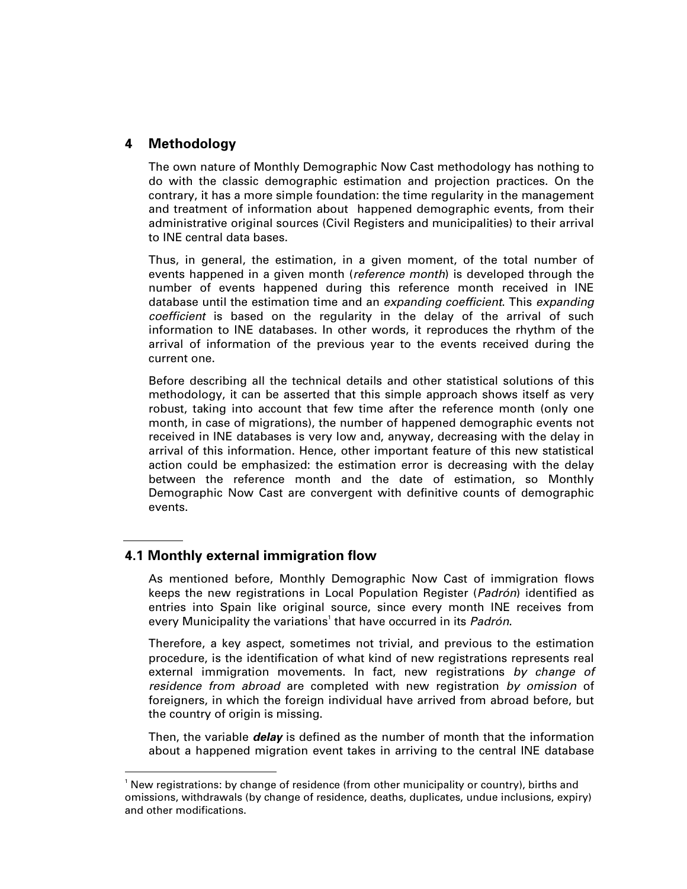## 4 Methodology

The own nature of Monthly Demographic Now Cast methodology has nothing to do with the classic demographic estimation and projection practices. On the contrary, it has a more simple foundation: the time regularity in the management and treatment of information about happened demographic events, from their administrative original sources (Civil Registers and municipalities) to their arrival to INE central data bases.

Thus, in general, the estimation, in a given moment, of the total number of events happened in a given month (*reference month*) is developed through the number of events happened during this reference month received in INE database until the estimation time and an *expanding coefficient*. This *expanding coefficient* is based on the regularity in the delay of the arrival of such information to INE databases. In other words, it reproduces the rhythm of the arrival of information of the previous year to the events received during the current one.

Before describing all the technical details and other statistical solutions of this methodology, it can be asserted that this simple approach shows itself as very robust, taking into account that few time after the reference month (only one month, in case of migrations), the number of happened demographic events not received in INE databases is very low and, anyway, decreasing with the delay in arrival of this information. Hence, other important feature of this new statistical action could be emphasized: the estimation error is decreasing with the delay between the reference month and the date of estimation, so Monthly Demographic Now Cast are convergent with definitive counts of demographic events.

### 4.1 Monthly external immigration flow

As mentioned before, Monthly Demographic Now Cast of immigration flows keeps the new registrations in Local Population Register (*Padrón*) identified as entries into Spain like original source, since every month INE receives from every Municipality the variations[1] that have occurred in its *Padrón*.

Therefore, a key aspect, sometimes not trivial, and previous to the estimation procedure, is the identification of what kind of new registrations represents real external immigration movements. In fact, new registrations *by change of residence from abroad* are completed with new registration *by omission* of foreigners, in which the foreign individual have arrived from abroad before, but the country of origin is missing.

Then, the variable ***delay*** is defined as the number of month that the information about a happened migration event takes in arriving to the central INE database

[1] New registrations: by change of residence (from other municipality or country), births and omissions, withdrawals (by change of residence, deaths, duplicates, undue inclusions, expiry) and other modifications.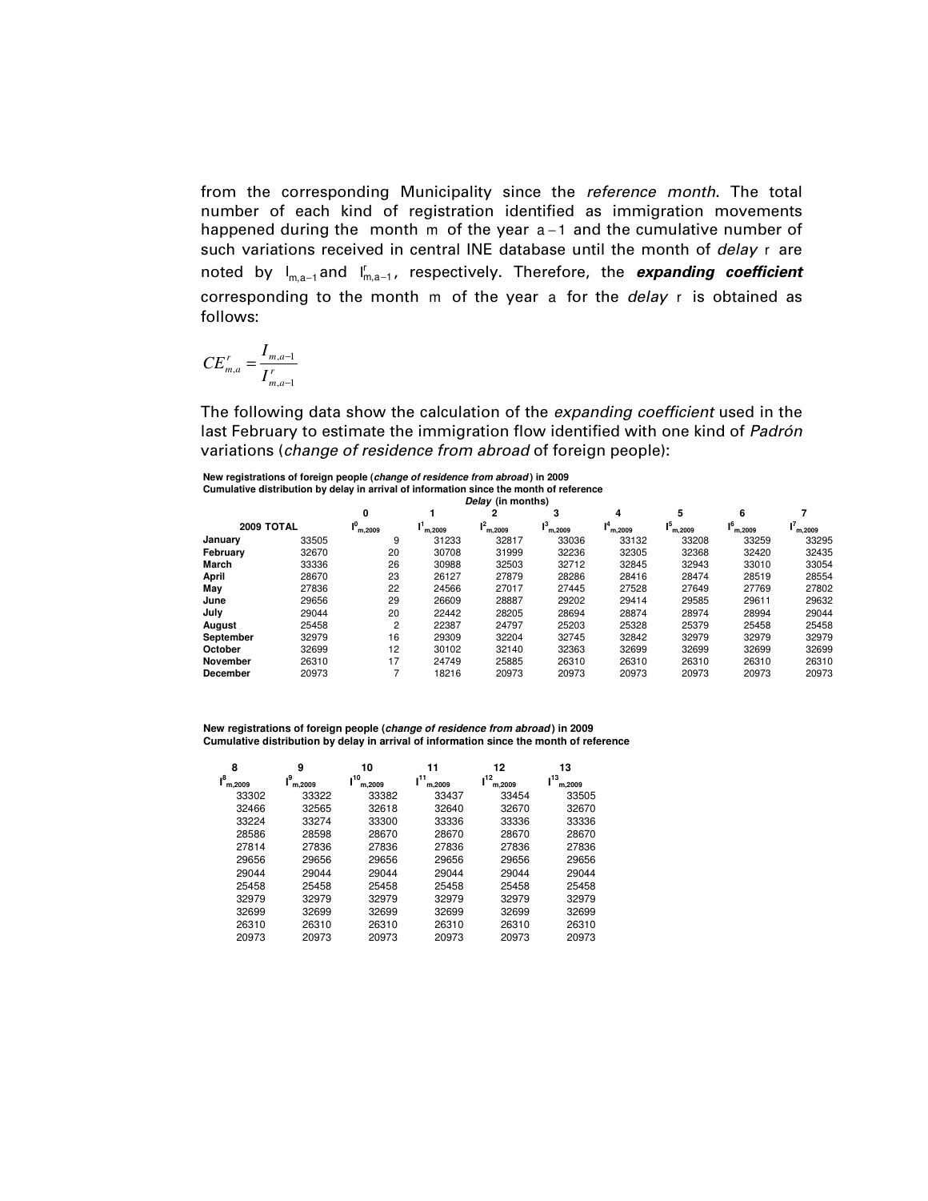from the corresponding Municipality since the *reference month*. The total number of each kind of registration identified as immigration movements happened during the month $m$ of the year $a-1$ and the cumulative number of such variations received in central INE database until the month of *delay* $r$ are noted by $I_{m,a-1}$ and $I^{r}_{m,a-1}$, respectively. Therefore, the ***expanding coefficient*** corresponding to the month $m$ of the year $a$ for the *delay* $r$ is obtained as follows:

$$CE^{r}_{m,a} = \frac{I_{m,a-1}}{I^{r}_{m,a-1}}$$

The following data show the calculation of the *expanding coefficient* used in the last February to estimate the immigration flow identified with one kind of *Padrón* variations (*change of residence from abroad* of foreign people):

**New registrations of foreign people (*change of residence from abroad*) in 2009**
**Cumulative distribution by delay in arrival of information since the month of reference**

| | | *Delay* (in months) | | | | | | | | | | | | | |
|---|---|---|---|---|---|---|---|---|---|---|---|---|---|---|---|
| | | 0 | 1 | 2 | 3 | 4 | 5 | 6 | 7 | 8 | 9 | 10 | 11 | 12 | 13 |
| **2009 TOTAL** | | $I^{0}_{m,2009}$ | $I^{1}_{m,2009}$ | $I^{2}_{m,2009}$ | $I^{3}_{m,2009}$ | $I^{4}_{m,2009}$ | $I^{5}_{m,2009}$ | $I^{6}_{m,2009}$ | $I^{7}_{m,2009}$ | $I^{8}_{m,2009}$ | $I^{9}_{m,2009}$ | $I^{10}_{m,2009}$ | $I^{11}_{m,2009}$ | $I^{12}_{m,2009}$ | $I^{13}_{m,2009}$ |
| **January** | 33505 | 9 | 31233 | 32817 | 33036 | 33132 | 33208 | 33259 | 33295 | 33302 | 33322 | 33382 | 33437 | 33454 | 33505 |
| **February** | 32670 | 20 | 30708 | 31999 | 32236 | 32305 | 32368 | 32420 | 32435 | 32466 | 32565 | 32618 | 32640 | 32670 | 32670 |
| **March** | 33336 | 26 | 30988 | 32503 | 32712 | 32845 | 32943 | 33010 | 33054 | 33224 | 33274 | 33300 | 33336 | 33336 | 33336 |
| **April** | 28670 | 23 | 26127 | 27879 | 28286 | 28416 | 28474 | 28519 | 28554 | 28586 | 28598 | 28670 | 28670 | 28670 | 28670 |
| **May** | 27836 | 22 | 24566 | 27017 | 27445 | 27528 | 27649 | 27769 | 27802 | 27814 | 27836 | 27836 | 27836 | 27836 | 27836 |
| **June** | 29656 | 29 | 26609 | 28887 | 29202 | 29414 | 29585 | 29611 | 29632 | 29656 | 29656 | 29656 | 29656 | 29656 | 29656 |
| **July** | 29044 | 20 | 22442 | 28205 | 28694 | 28874 | 28974 | 28994 | 29044 | 29044 | 29044 | 29044 | 29044 | 29044 | 29044 |
| **August** | 25458 | 2 | 22387 | 24797 | 25203 | 25328 | 25379 | 25458 | 25458 | 25458 | 25458 | 25458 | 25458 | 25458 | 25458 |
| **September** | 32979 | 16 | 29309 | 32204 | 32745 | 32842 | 32979 | 32979 | 32979 | 32979 | 32979 | 32979 | 32979 | 32979 | 32979 |
| **October** | 32699 | 12 | 30102 | 32140 | 32363 | 32699 | 32699 | 32699 | 32699 | 32699 | 32699 | 32699 | 32699 | 32699 | 32699 |
| **November** | 26310 | 17 | 24749 | 25885 | 26310 | 26310 | 26310 | 26310 | 26310 | 26310 | 26310 | 26310 | 26310 | 26310 | 26310 |
| **December** | 20973 | 7 | 18216 | 20973 | 20973 | 20973 | 20973 | 20973 | 20973 | 20973 | 20973 | 20973 | 20973 | 20973 | 20973 |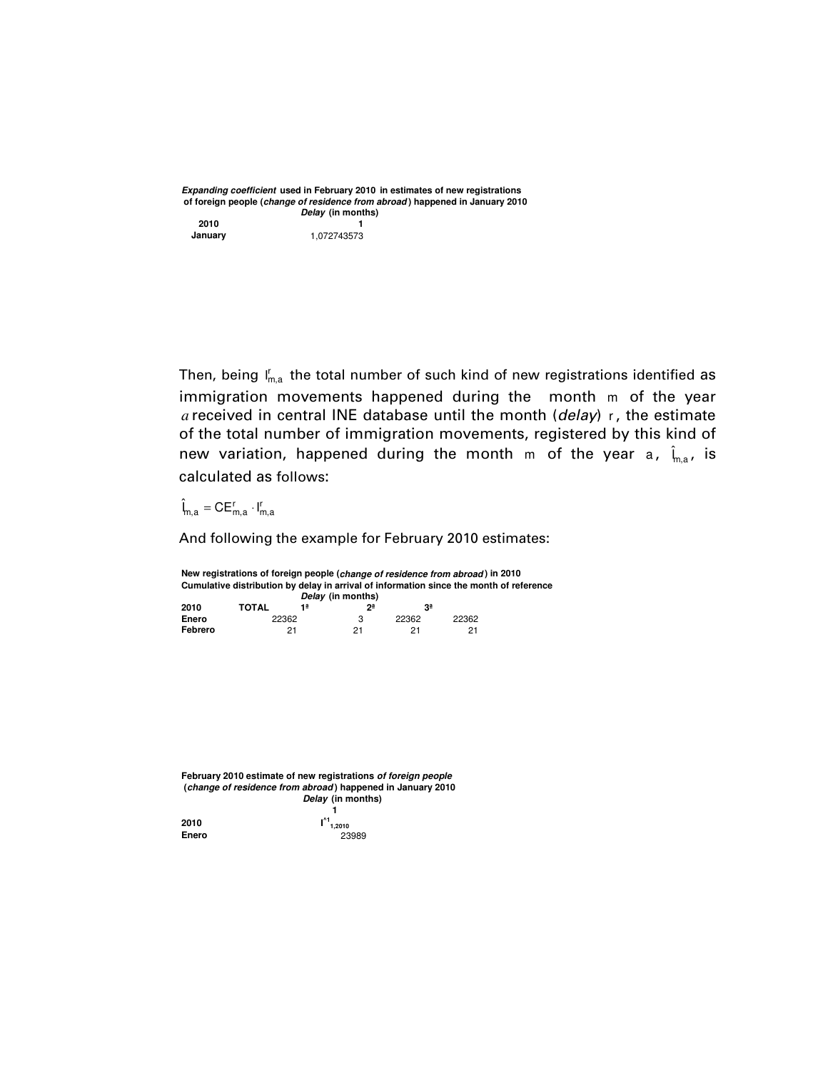***Expanding coefficient*** **used in February 2010 in estimates of new registrations of foreign people (*change of residence from abroad*) happened in January 2010**

| | ***Delay*** **(in months)** |
|---|---|
| **2010** | **1** |
| **January** | 1,072743573 |

Then, being $I^{r}_{m,a}$ the total number of such kind of new registrations identified as immigration movements happened during the month $m$ of the year $a$ received in central INE database until the month (*delay*) $r$, the estimate of the total number of immigration movements, registered by this kind of new variation, happened during the month $m$ of the year $a$, $\hat{I}_{m,a}$, is calculated as follows:

$$\hat{I}_{m,a} = CE^{r}_{m,a} \cdot I^{r}_{m,a}$$

And following the example for February 2010 estimates:

**New registrations of foreign people (*change of residence from abroad*) in 2010**
**Cumulative distribution by delay in arrival of information since the month of reference**

| | | ***Delay*** **(in months)** | | |
|---|---|---|---|---|
| **2010** | **TOTAL** | **1ª** | **2ª** | **3ª** |
| **Enero** | 22362 | 3 | 22362 | 22362 |
| **Febrero** | 21 | 21 | 21 | 21 |

**February 2010 estimate of new registrations *of foreign people* (*change of residence from abroad*) happened in January 2010**

| | ***Delay*** **(in months)** |
|---|---|
| | **1** |
| **2010** | $\hat{I}^{1}_{1,2010}$ |
| **Enero** | 23989 |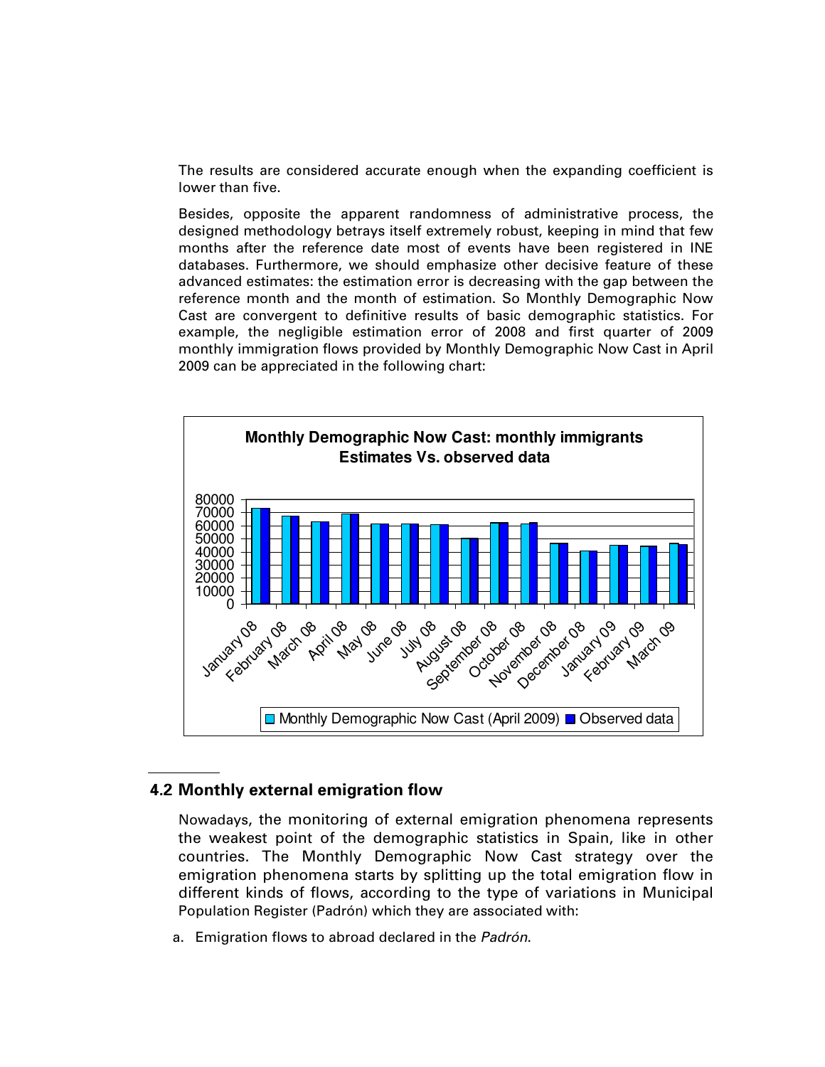The results are considered accurate enough when the expanding coefficient is lower than five.

Besides, opposite the apparent randomness of administrative process, the designed methodology betrays itself extremely robust, keeping in mind that few months after the reference date most of events have been registered in INE databases. Furthermore, we should emphasize other decisive feature of these advanced estimates: the estimation error is decreasing with the gap between the reference month and the month of estimation. So Monthly Demographic Now Cast are convergent to definitive results of basic demographic statistics. For example, the negligible estimation error of 2008 and first quarter of 2009 monthly immigration flows provided by Monthly Demographic Now Cast in April 2009 can be appreciated in the following chart:

**Monthly Demographic Now Cast: monthly immigrants**
**Estimates Vs. observed data**

## 4.2 Monthly external emigration flow

Nowadays, the monitoring of external emigration phenomena represents the weakest point of the demographic statistics in Spain, like in other countries. The Monthly Demographic Now Cast strategy over the emigration phenomena starts by splitting up the total emigration flow in different kinds of flows, according to the type of variations in Municipal Population Register (Padrón) which they are associated with:

a. Emigration flows to abroad declared in the *Padrón*.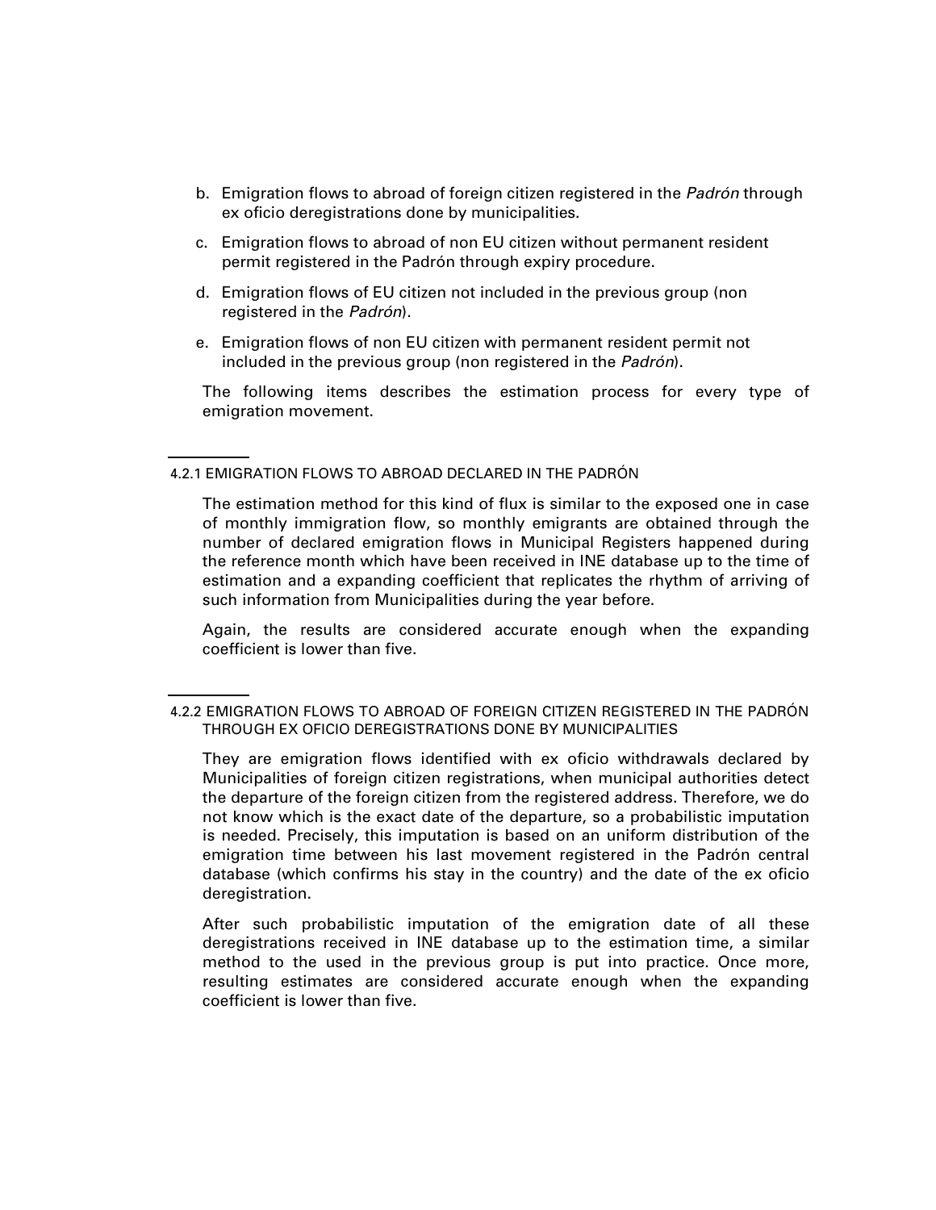b. Emigration flows to abroad of foreign citizen registered in the *Padrón* through ex oficio deregistrations done by municipalities.

c. Emigration flows to abroad of non EU citizen without permanent resident permit registered in the Padrón through expiry procedure.

d. Emigration flows of EU citizen not included in the previous group (non registered in the *Padrón*).

e. Emigration flows of non EU citizen with permanent resident permit not included in the previous group (non registered in the *Padrón*).

The following items describes the estimation process for every type of emigration movement.

#### 4.2.1 EMIGRATION FLOWS TO ABROAD DECLARED IN THE PADRÓN

The estimation method for this kind of flux is similar to the exposed one in case of monthly immigration flow, so monthly emigrants are obtained through the number of declared emigration flows in Municipal Registers happened during the reference month which have been received in INE database up to the time of estimation and a expanding coefficient that replicates the rhythm of arriving of such information from Municipalities during the year before.

Again, the results are considered accurate enough when the expanding coefficient is lower than five.

#### 4.2.2 EMIGRATION FLOWS TO ABROAD OF FOREIGN CITIZEN REGISTERED IN THE PADRÓN THROUGH EX OFICIO DEREGISTRATIONS DONE BY MUNICIPALITIES

They are emigration flows identified with ex oficio withdrawals declared by Municipalities of foreign citizen registrations, when municipal authorities detect the departure of the foreign citizen from the registered address. Therefore, we do not know which is the exact date of the departure, so a probabilistic imputation is needed. Precisely, this imputation is based on an uniform distribution of the emigration time between his last movement registered in the Padrón central database (which confirms his stay in the country) and the date of the ex oficio deregistration.

After such probabilistic imputation of the emigration date of all these deregistrations received in INE database up to the estimation time, a similar method to the used in the previous group is put into practice. Once more, resulting estimates are considered accurate enough when the expanding coefficient is lower than five.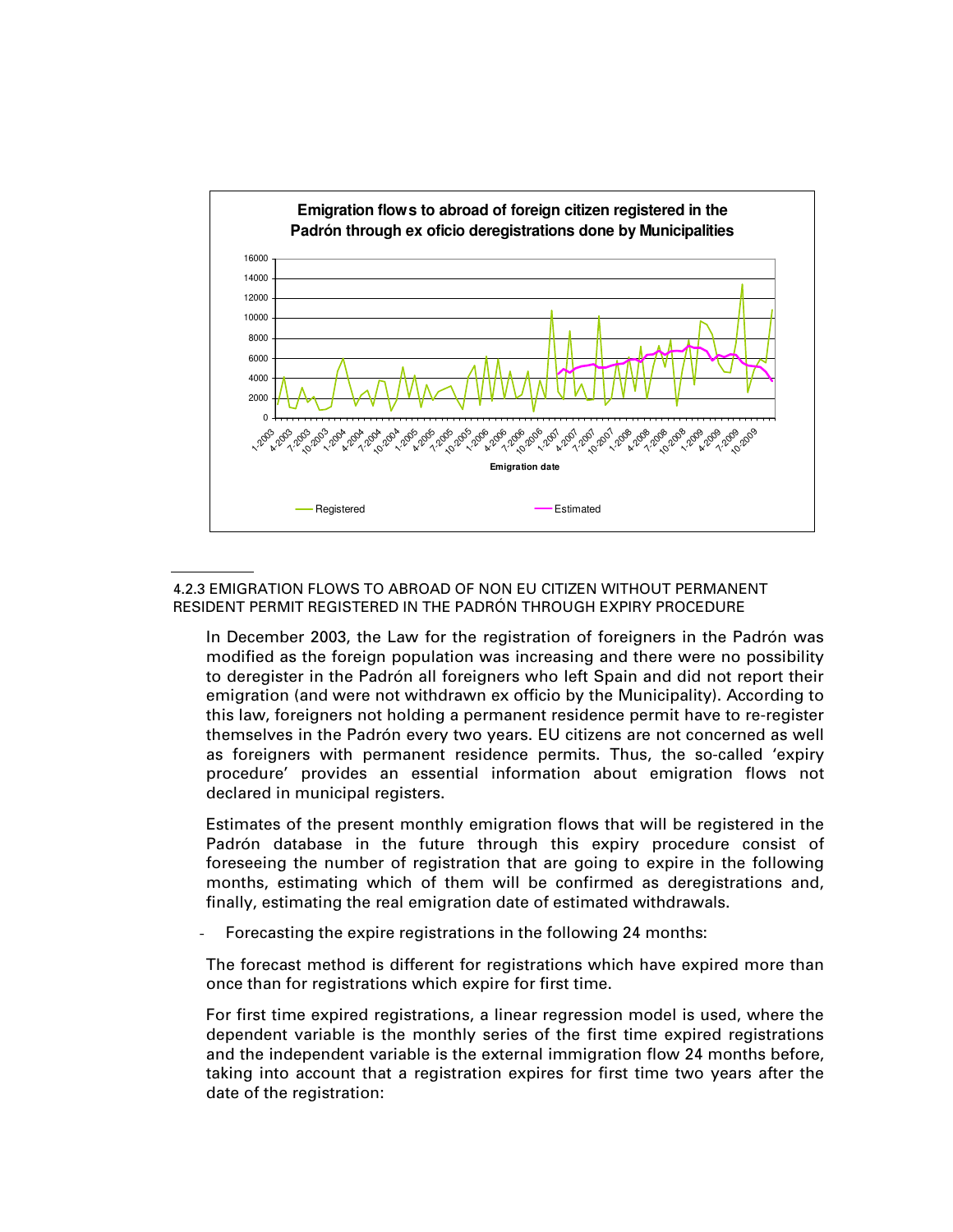**Emigration flows to abroad of foreign citizen registered in the Padrón through ex oficio deregistrations done by Municipalities**

4.2.3 EMIGRATION FLOWS TO ABROAD OF NON EU CITIZEN WITHOUT PERMANENT RESIDENT PERMIT REGISTERED IN THE PADRÓN THROUGH EXPIRY PROCEDURE

In December 2003, the Law for the registration of foreigners in the Padrón was modified as the foreign population was increasing and there were no possibility to deregister in the Padrón all foreigners who left Spain and did not report their emigration (and were not withdrawn ex officio by the Municipality). According to this law, foreigners not holding a permanent residence permit have to re-register themselves in the Padrón every two years. EU citizens are not concerned as well as foreigners with permanent residence permits. Thus, the so-called 'expiry procedure' provides an essential information about emigration flows not declared in municipal registers.

Estimates of the present monthly emigration flows that will be registered in the Padrón database in the future through this expiry procedure consist of foreseeing the number of registration that are going to expire in the following months, estimating which of them will be confirmed as deregistrations and, finally, estimating the real emigration date of estimated withdrawals.

- Forecasting the expire registrations in the following 24 months:

The forecast method is different for registrations which have expired more than once than for registrations which expire for first time.

For first time expired registrations, a linear regression model is used, where the dependent variable is the monthly series of the first time expired registrations and the independent variable is the external immigration flow 24 months before, taking into account that a registration expires for first time two years after the date of the registration: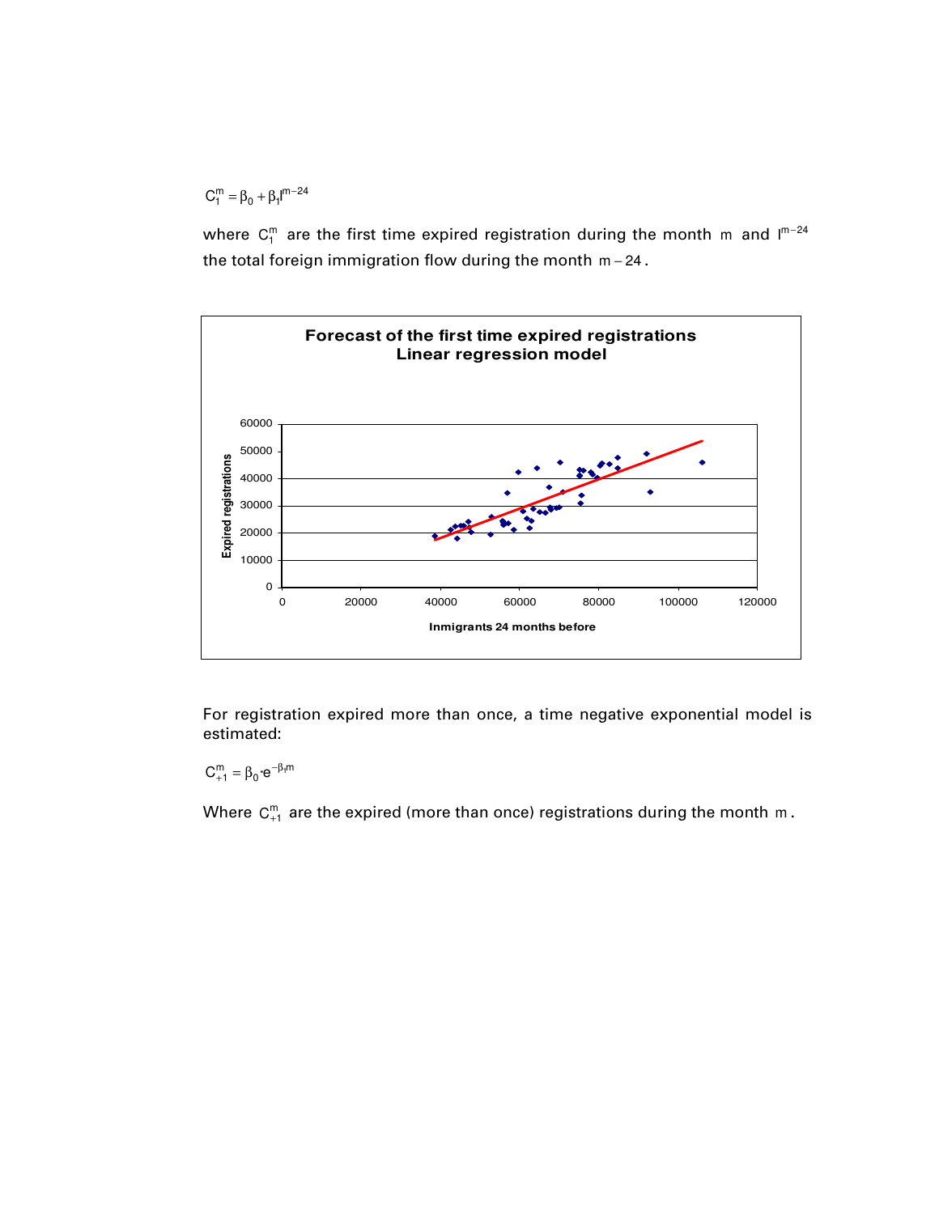$$C_1^m = \beta_0 + \beta_1 I^{m-24}$$

where $C_1^m$ are the first time expired registration during the month $m$ and $I^{m-24}$ the total foreign immigration flow during the month $m-24$.

For registration expired more than once, a time negative exponential model is estimated:

$$C_{+1}^m = \beta_0 \cdot e^{-\beta_1 m}$$

Where $C_{+1}^m$ are the expired (more than once) registrations during the month $m$.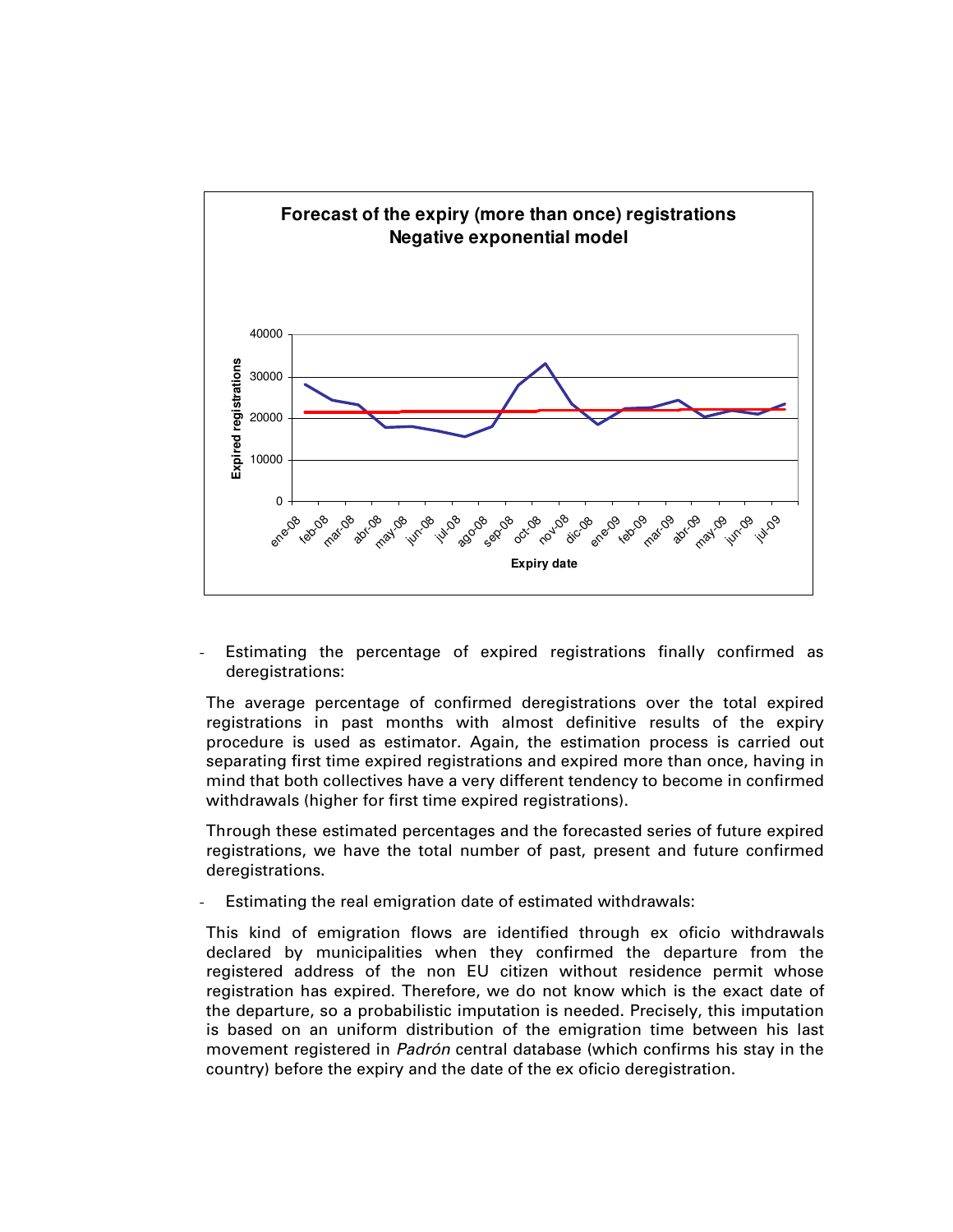**Forecast of the expiry (more than once) registrations**
**Negative exponential model**

- Estimating the percentage of expired registrations finally confirmed as deregistrations:

The average percentage of confirmed deregistrations over the total expired registrations in past months with almost definitive results of the expiry procedure is used as estimator. Again, the estimation process is carried out separating first time expired registrations and expired more than once, having in mind that both collectives have a very different tendency to become in confirmed withdrawals (higher for first time expired registrations).

Through these estimated percentages and the forecasted series of future expired registrations, we have the total number of past, present and future confirmed deregistrations.

- Estimating the real emigration date of estimated withdrawals:

This kind of emigration flows are identified through ex oficio withdrawals declared by municipalities when they confirmed the departure from the registered address of the non EU citizen without residence permit whose registration has expired. Therefore, we do not know which is the exact date of the departure, so a probabilistic imputation is needed. Precisely, this imputation is based on an uniform distribution of the emigration time between his last movement registered in *Padrón* central database (which confirms his stay in the country) before the expiry and the date of the ex oficio deregistration.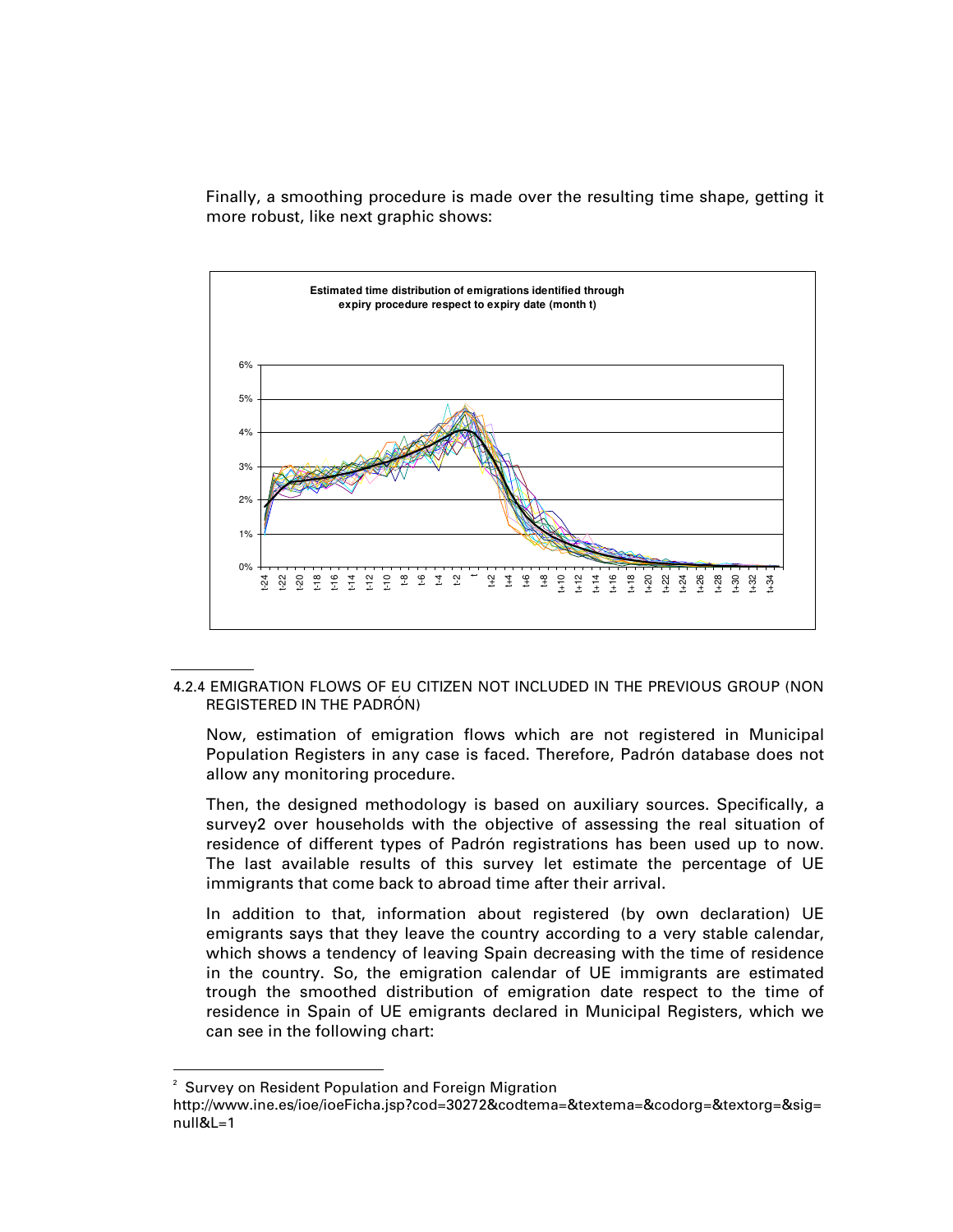Finally, a smoothing procedure is made over the resulting time shape, getting it more robust, like next graphic shows:

**Estimated time distribution of emigrations identified through expiry procedure respect to expiry date (month t)**

#### 4.2.4 EMIGRATION FLOWS OF EU CITIZEN NOT INCLUDED IN THE PREVIOUS GROUP (NON REGISTERED IN THE PADRÓN)

Now, estimation of emigration flows which are not registered in Municipal Population Registers in any case is faced. Therefore, Padrón database does not allow any monitoring procedure.

Then, the designed methodology is based on auxiliary sources. Specifically, a survey[2] over households with the objective of assessing the real situation of residence of different types of Padrón registrations has been used up to now. The last available results of this survey let estimate the percentage of UE immigrants that come back to abroad time after their arrival.

In addition to that, information about registered (by own declaration) UE emigrants says that they leave the country according to a very stable calendar, which shows a tendency of leaving Spain decreasing with the time of residence in the country. So, the emigration calendar of UE immigrants are estimated trough the smoothed distribution of emigration date respect to the time of residence in Spain of UE emigrants declared in Municipal Registers, which we can see in the following chart:

[2] Survey on Resident Population and Foreign Migration http://www.ine.es/ioe/ioeFicha.jsp?cod=30272&codtema=&textema=&codorg=&textorg=&sig=null&L=1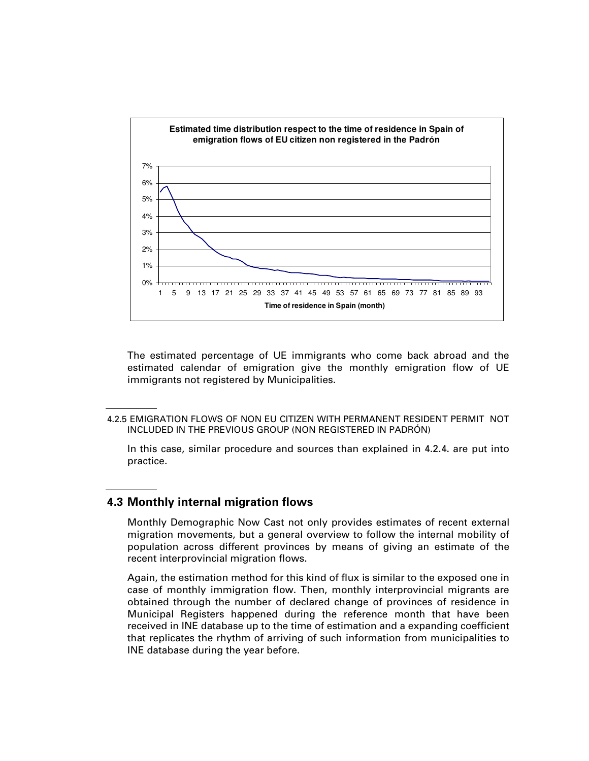The estimated percentage of UE immigrants who come back abroad and the estimated calendar of emigration give the monthly emigration flow of UE immigrants not registered by Municipalities.

4.2.5 EMIGRATION FLOWS OF NON EU CITIZEN WITH PERMANENT RESIDENT PERMIT NOT INCLUDED IN THE PREVIOUS GROUP (NON REGISTERED IN PADRÓN)

In this case, similar procedure and sources than explained in 4.2.4. are put into practice.

## 4.3 Monthly internal migration flows

Monthly Demographic Now Cast not only provides estimates of recent external migration movements, but a general overview to follow the internal mobility of population across different provinces by means of giving an estimate of the recent interprovincial migration flows.

Again, the estimation method for this kind of flux is similar to the exposed one in case of monthly immigration flow. Then, monthly interprovincial migrants are obtained through the number of declared change of provinces of residence in Municipal Registers happened during the reference month that have been received in INE database up to the time of estimation and a expanding coefficient that replicates the rhythm of arriving of such information from municipalities to INE database during the year before.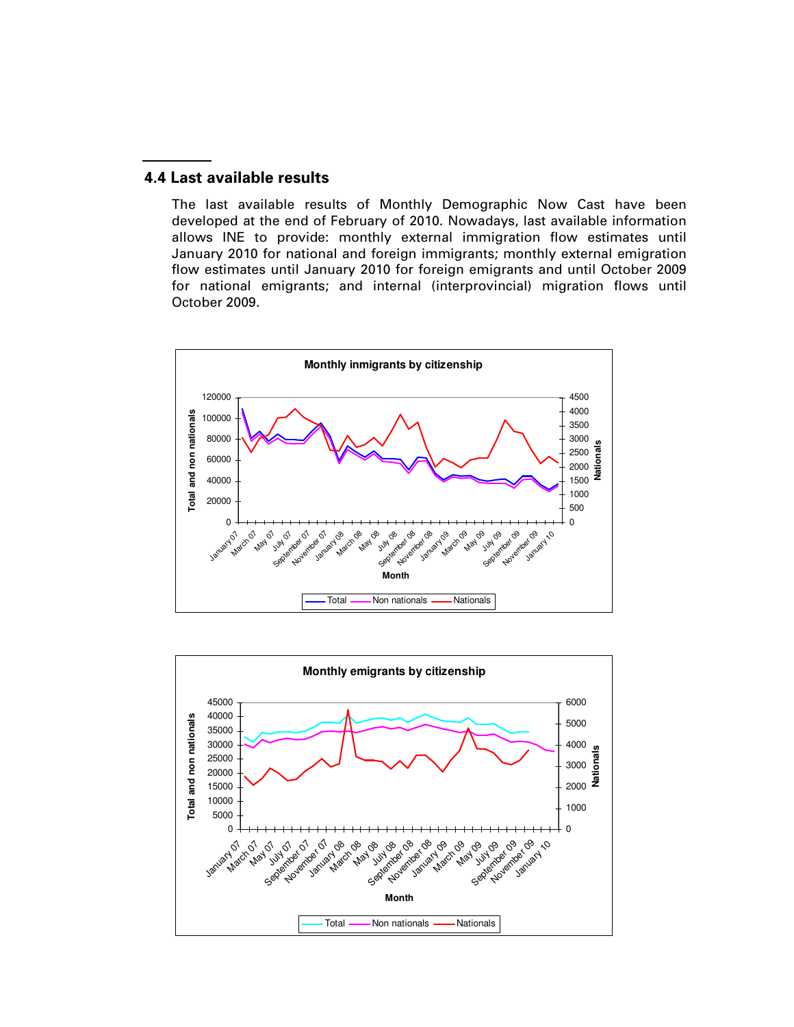## 4.4 Last available results

The last available results of Monthly Demographic Now Cast have been developed at the end of February of 2010. Nowadays, last available information allows INE to provide: monthly external immigration flow estimates until January 2010 for national and foreign immigrants; monthly external emigration flow estimates until January 2010 for foreign emigrants and until October 2009 for national emigrants; and internal (interprovincial) migration flows until October 2009.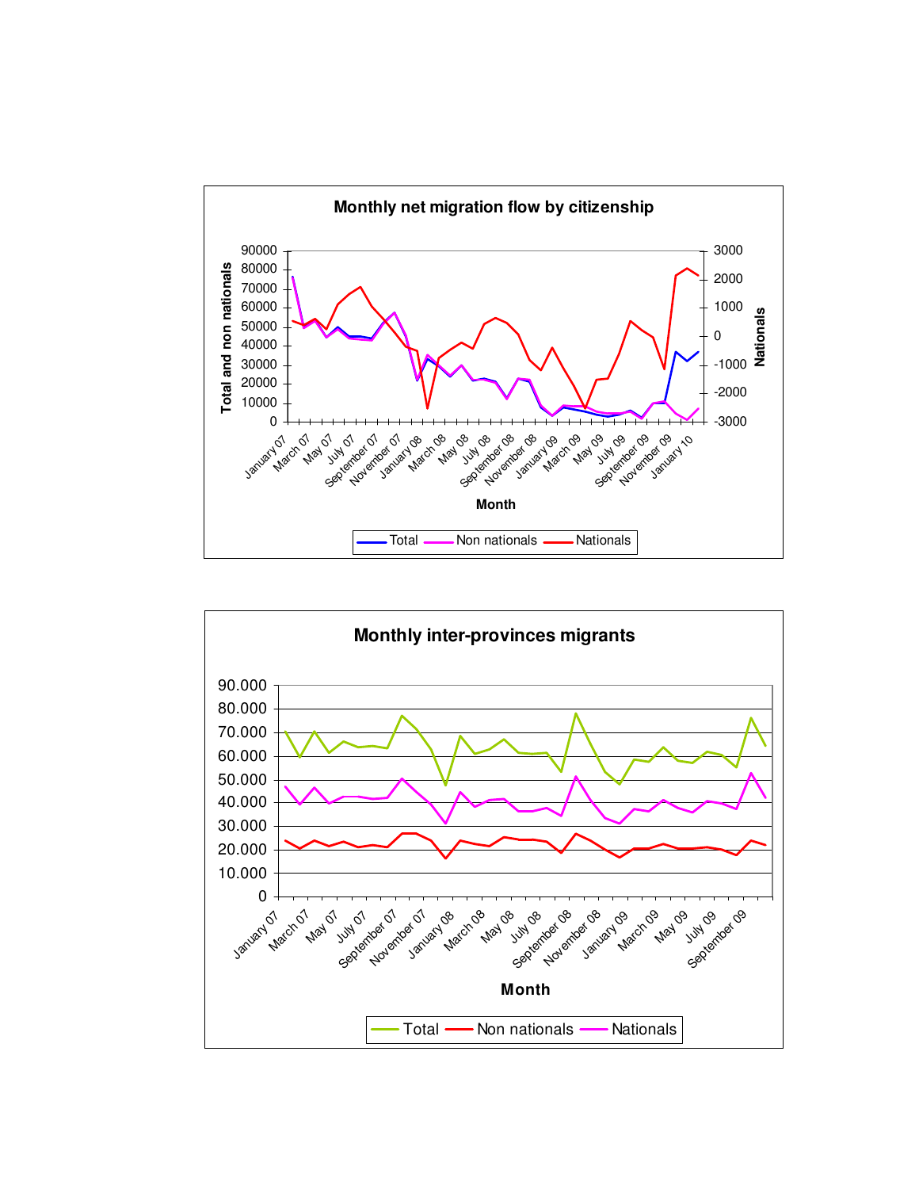**Monthly net migration flow by citizenship**

Total and non nationals: 0 – 90000 (left axis); Nationals: -3000 – 3000 (right axis)

Month: January 07 – January 10

Legend: Total, Non nationals, Nationals

**Monthly inter-provinces migrants**

0 – 90.000

Month: January 07 – September 09

Legend: Total, Non nationals, Nationals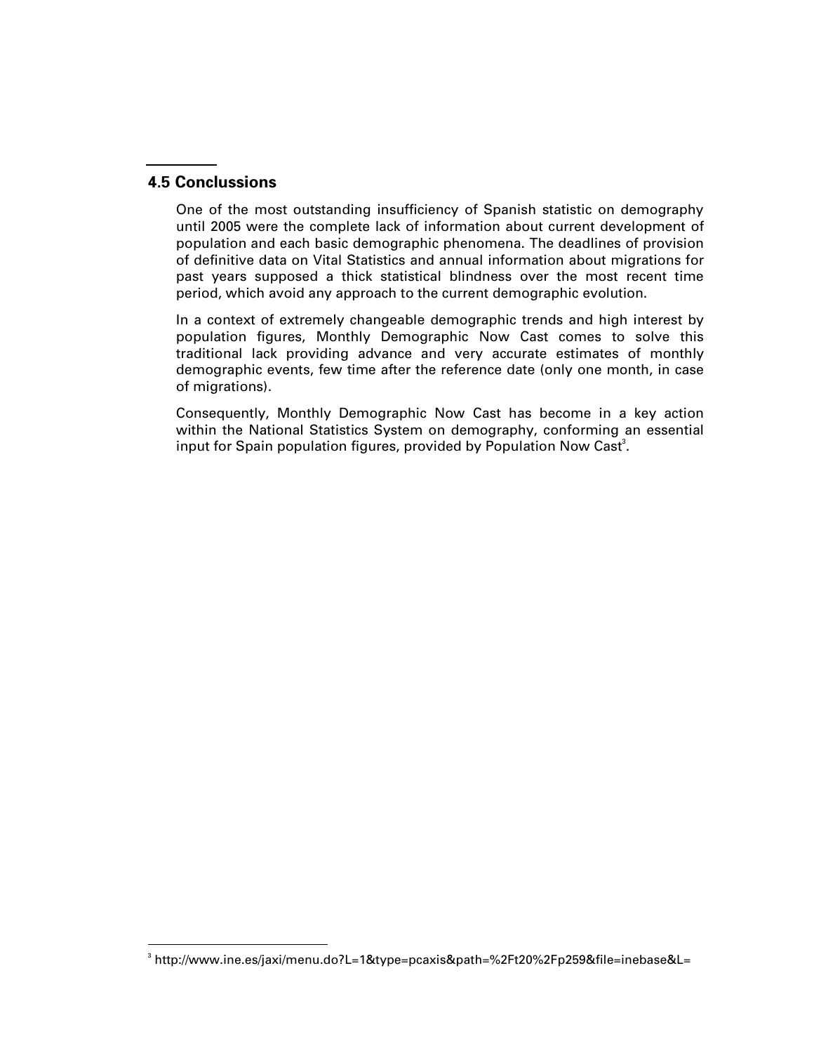## 4.5 Conclussions

One of the most outstanding insufficiency of Spanish statistic on demography until 2005 were the complete lack of information about current development of population and each basic demographic phenomena. The deadlines of provision of definitive data on Vital Statistics and annual information about migrations for past years supposed a thick statistical blindness over the most recent time period, which avoid any approach to the current demographic evolution.

In a context of extremely changeable demographic trends and high interest by population figures, Monthly Demographic Now Cast comes to solve this traditional lack providing advance and very accurate estimates of monthly demographic events, few time after the reference date (only one month, in case of migrations).

Consequently, Monthly Demographic Now Cast has become in a key action within the National Statistics System on demography, conforming an essential input for Spain population figures, provided by Population Now Cast[3].

[3] http://www.ine.es/jaxi/menu.do?L=1&type=pcaxis&path=%2Ft20%2Fp259&file=inebase&L=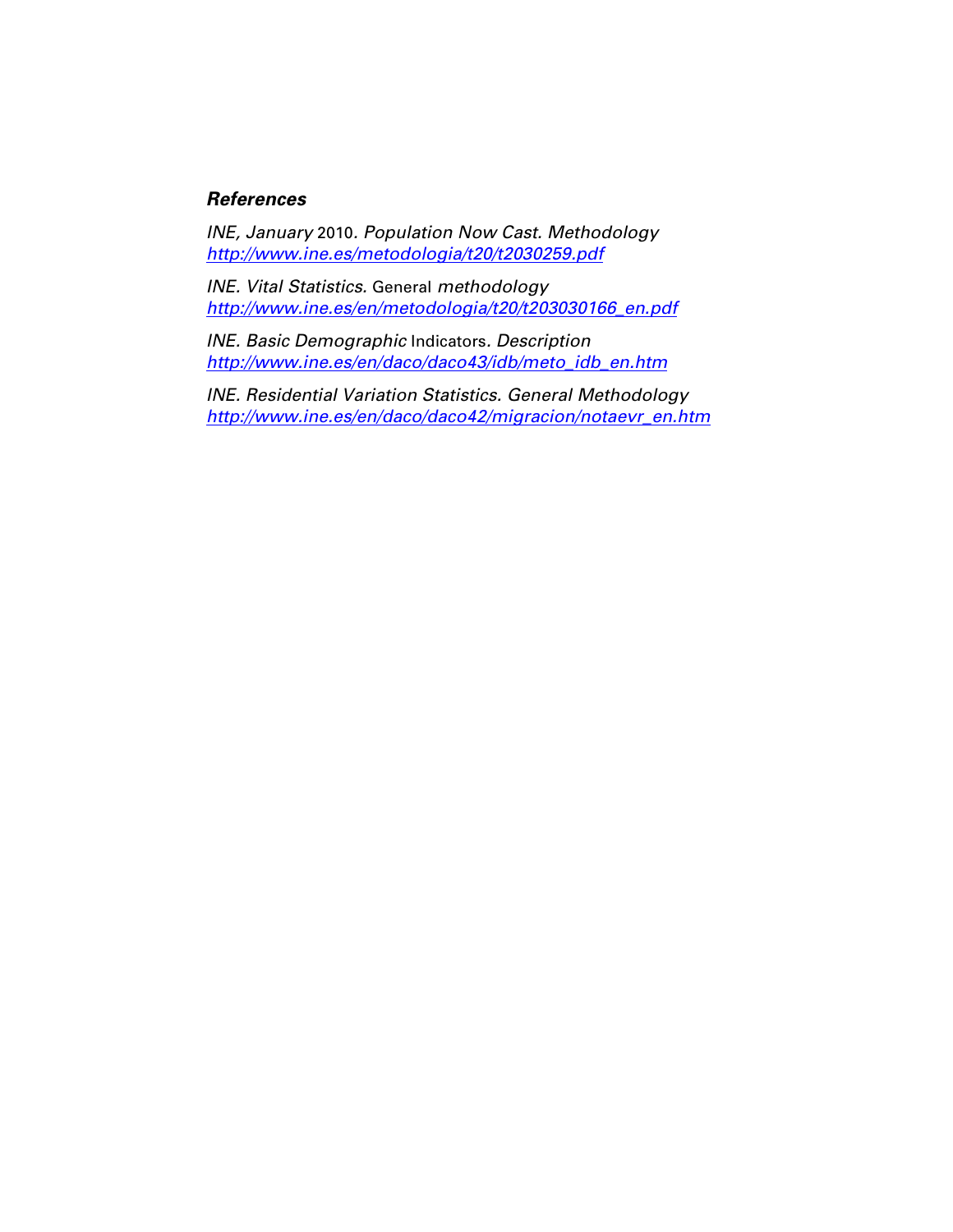### *References*

*INE, January* 2010*. Population Now Cast. Methodology*
*http://www.ine.es/metodologia/t20/t2030259.pdf*

*INE. Vital Statistics.* General *methodology*
*http://www.ine.es/en/metodologia/t20/t203030166_en.pdf*

*INE. Basic Demographic* Indicators*. Description*
*http://www.ine.es/en/daco/daco43/idb/meto_idb_en.htm*

*INE. Residential Variation Statistics. General Methodology*
*http://www.ine.es/en/daco/daco42/migracion/notaevr_en.htm*